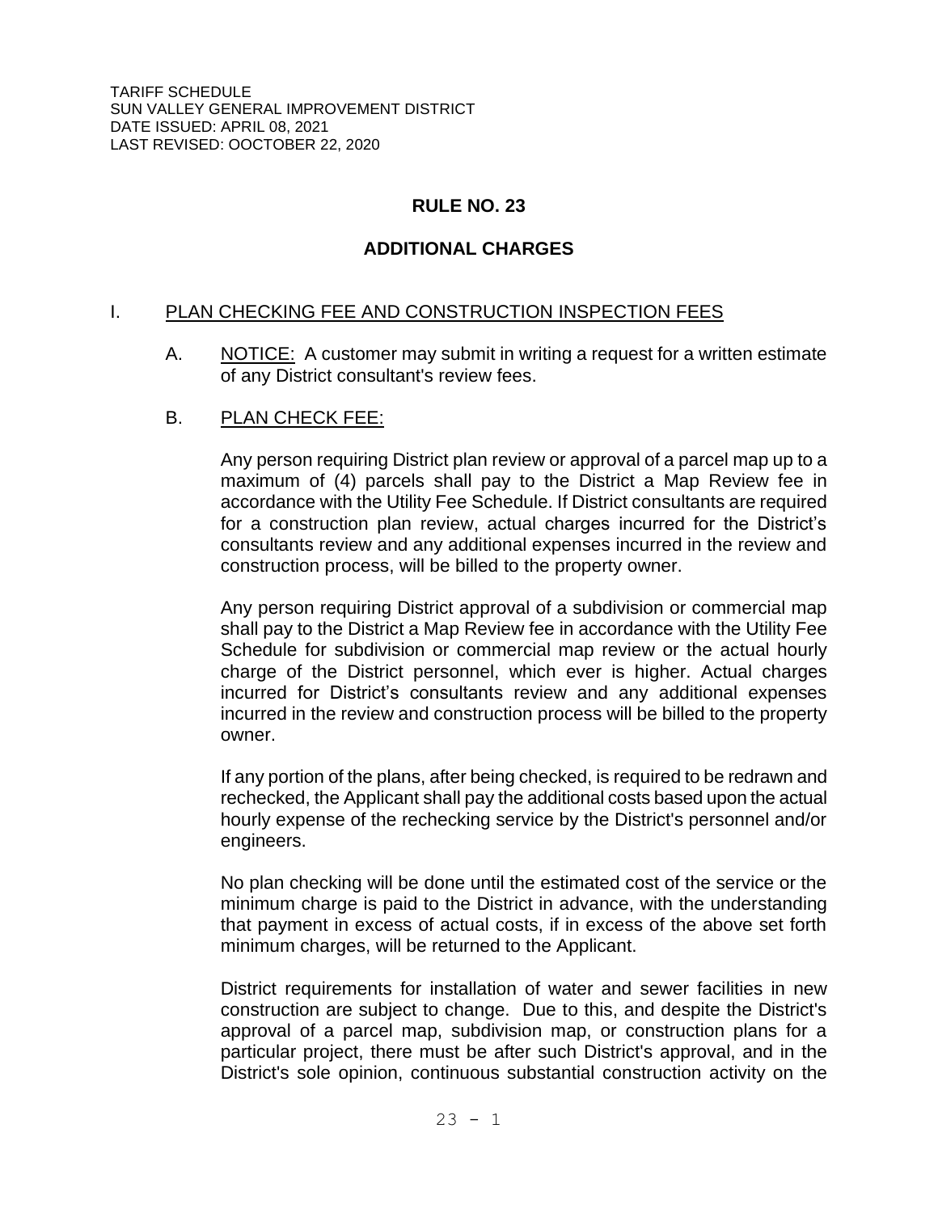TARIFF SCHEDULE
SUN VALLEY GENERAL IMPROVEMENT DISTRICT
DATE ISSUED: APRIL 08, 2021
LAST REVISED: OOCTOBER 22, 2020

# RULE NO. 23

## ADDITIONAL CHARGES

### I. PLAN CHECKING FEE AND CONSTRUCTION INSPECTION FEES

A. NOTICE: A customer may submit in writing a request for a written estimate of any District consultant's review fees.

B. PLAN CHECK FEE:

Any person requiring District plan review or approval of a parcel map up to a maximum of (4) parcels shall pay to the District a Map Review fee in accordance with the Utility Fee Schedule. If District consultants are required for a construction plan review, actual charges incurred for the District's consultants review and any additional expenses incurred in the review and construction process, will be billed to the property owner.

Any person requiring District approval of a subdivision or commercial map shall pay to the District a Map Review fee in accordance with the Utility Fee Schedule for subdivision or commercial map review or the actual hourly charge of the District personnel, which ever is higher. Actual charges incurred for District's consultants review and any additional expenses incurred in the review and construction process will be billed to the property owner.

If any portion of the plans, after being checked, is required to be redrawn and rechecked, the Applicant shall pay the additional costs based upon the actual hourly expense of the rechecking service by the District's personnel and/or engineers.

No plan checking will be done until the estimated cost of the service or the minimum charge is paid to the District in advance, with the understanding that payment in excess of actual costs, if in excess of the above set forth minimum charges, will be returned to the Applicant.

District requirements for installation of water and sewer facilities in new construction are subject to change. Due to this, and despite the District's approval of a parcel map, subdivision map, or construction plans for a particular project, there must be after such District's approval, and in the District's sole opinion, continuous substantial construction activity on the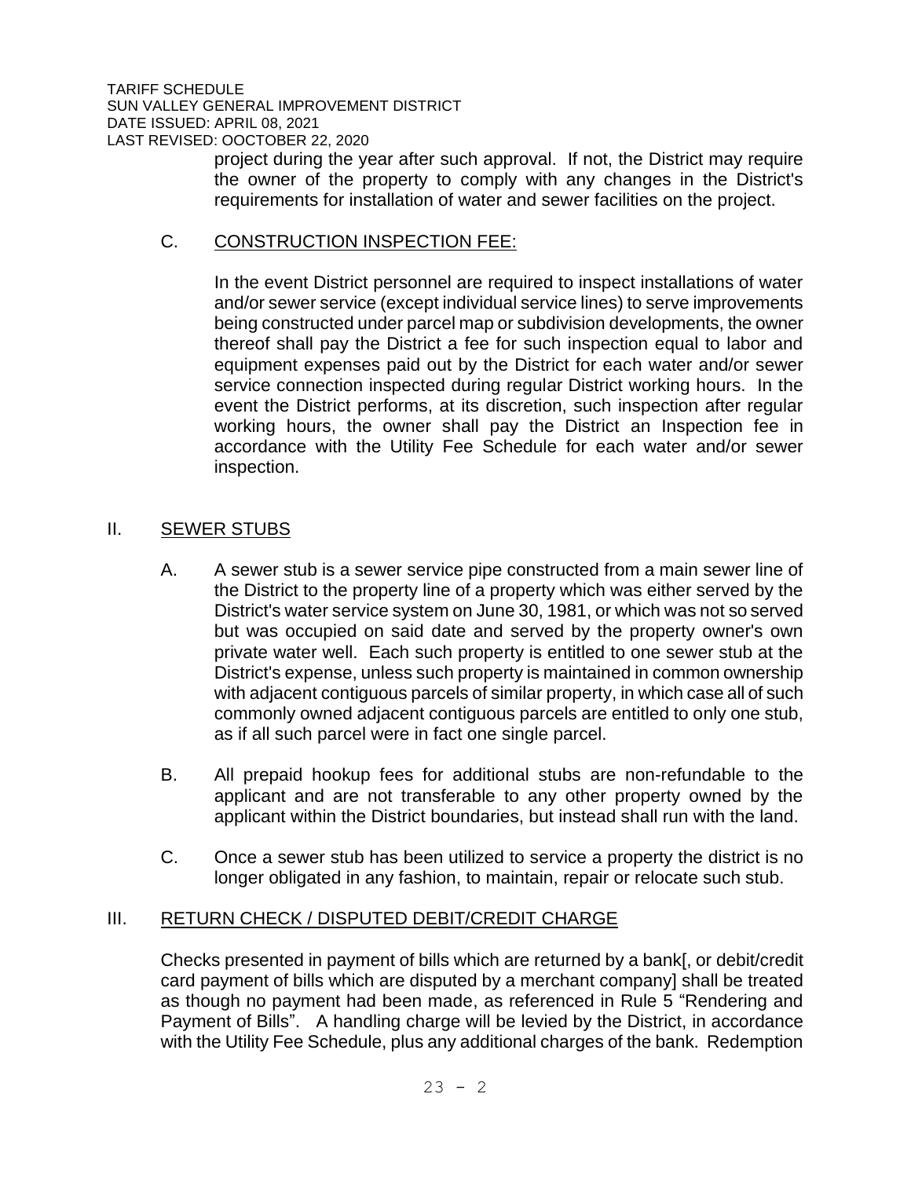project during the year after such approval. If not, the District may require the owner of the property to comply with any changes in the District's requirements for installation of water and sewer facilities on the project.

C. CONSTRUCTION INSPECTION FEE:

In the event District personnel are required to inspect installations of water and/or sewer service (except individual service lines) to serve improvements being constructed under parcel map or subdivision developments, the owner thereof shall pay the District a fee for such inspection equal to labor and equipment expenses paid out by the District for each water and/or sewer service connection inspected during regular District working hours. In the event the District performs, at its discretion, such inspection after regular working hours, the owner shall pay the District an Inspection fee in accordance with the Utility Fee Schedule for each water and/or sewer inspection.

## II. SEWER STUBS

A. A sewer stub is a sewer service pipe constructed from a main sewer line of the District to the property line of a property which was either served by the District's water service system on June 30, 1981, or which was not so served but was occupied on said date and served by the property owner's own private water well. Each such property is entitled to one sewer stub at the District's expense, unless such property is maintained in common ownership with adjacent contiguous parcels of similar property, in which case all of such commonly owned adjacent contiguous parcels are entitled to only one stub, as if all such parcel were in fact one single parcel.

B. All prepaid hookup fees for additional stubs are non-refundable to the applicant and are not transferable to any other property owned by the applicant within the District boundaries, but instead shall run with the land.

C. Once a sewer stub has been utilized to service a property the district is no longer obligated in any fashion, to maintain, repair or relocate such stub.

## III. RETURN CHECK / DISPUTED DEBIT/CREDIT CHARGE

Checks presented in payment of bills which are returned by a bank[, or debit/credit card payment of bills which are disputed by a merchant company] shall be treated as though no payment had been made, as referenced in Rule 5 "Rendering and Payment of Bills". A handling charge will be levied by the District, in accordance with the Utility Fee Schedule, plus any additional charges of the bank. Redemption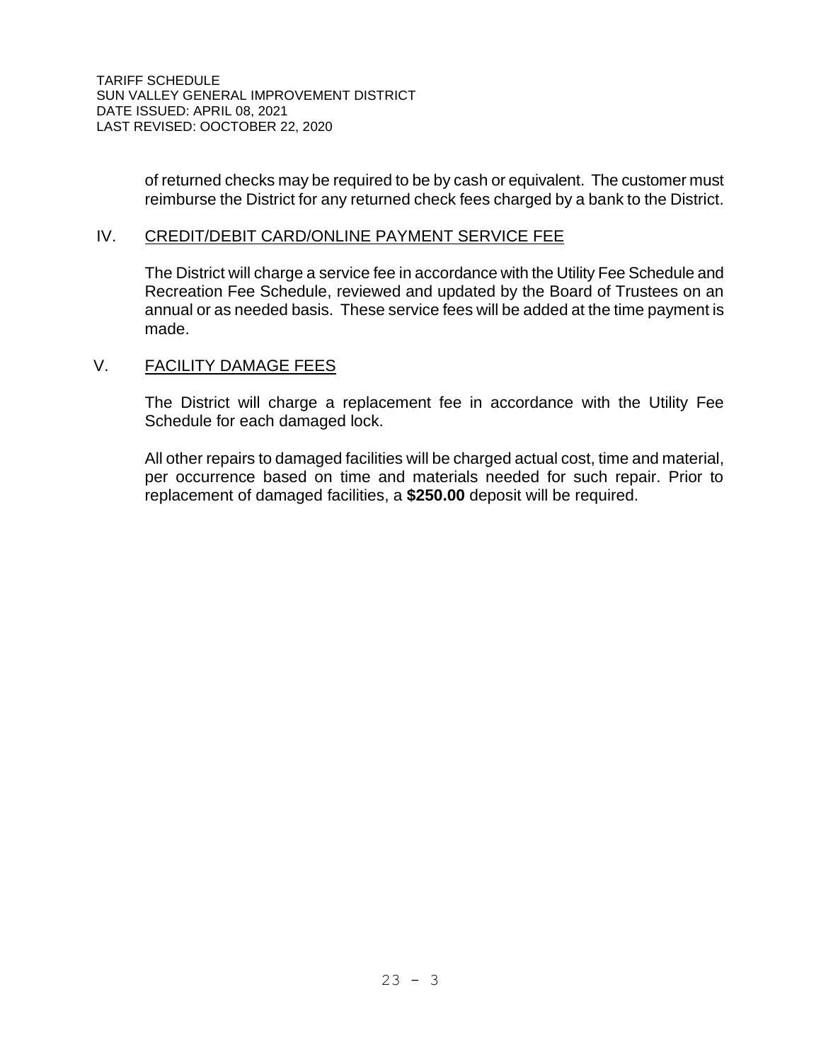of returned checks may be required to be by cash or equivalent. The customer must reimburse the District for any returned check fees charged by a bank to the District.

## IV. CREDIT/DEBIT CARD/ONLINE PAYMENT SERVICE FEE

The District will charge a service fee in accordance with the Utility Fee Schedule and Recreation Fee Schedule, reviewed and updated by the Board of Trustees on an annual or as needed basis. These service fees will be added at the time payment is made.

## V. FACILITY DAMAGE FEES

The District will charge a replacement fee in accordance with the Utility Fee Schedule for each damaged lock.

All other repairs to damaged facilities will be charged actual cost, time and material, per occurrence based on time and materials needed for such repair. Prior to replacement of damaged facilities, a **$250.00** deposit will be required.